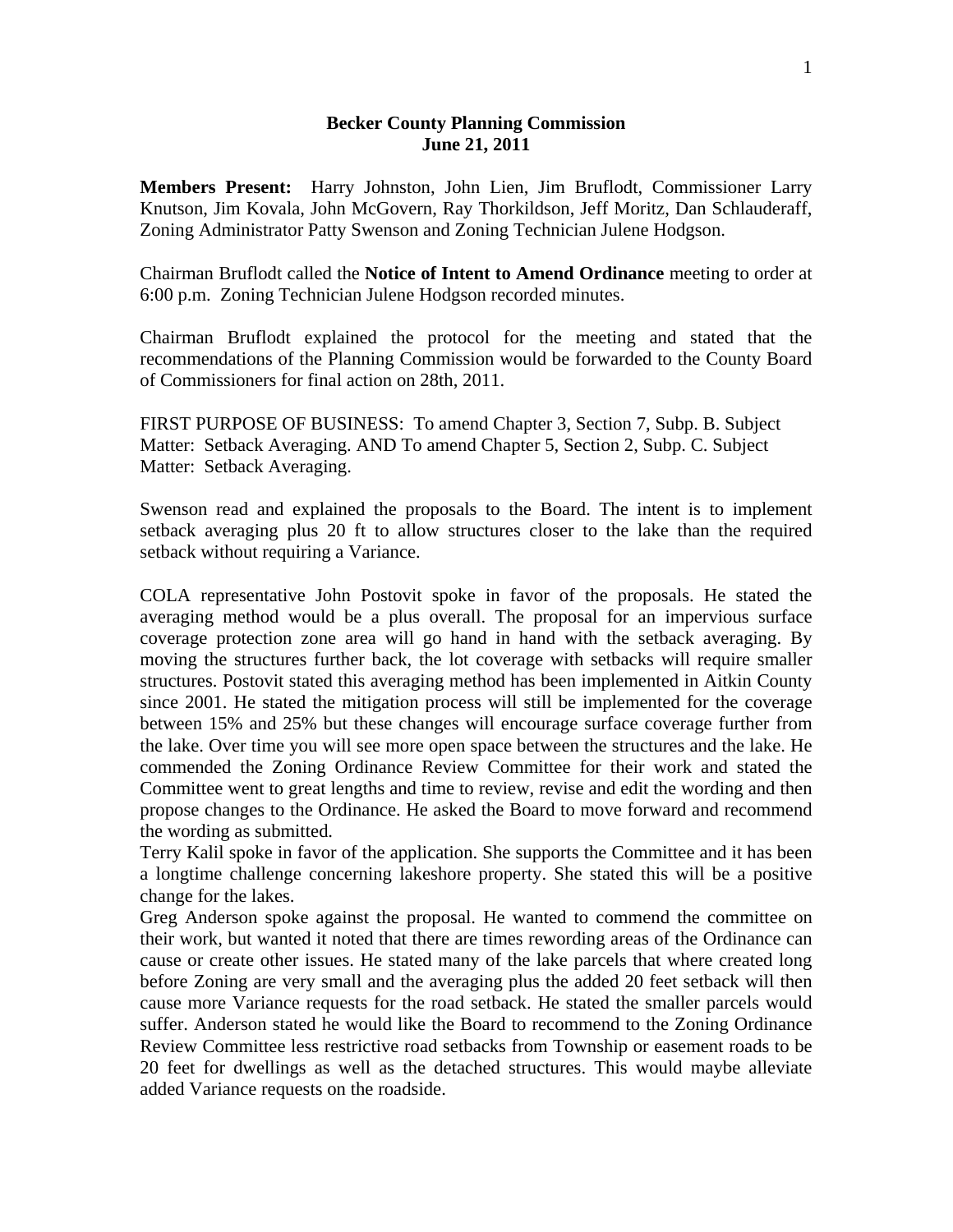# Becker County Planning Commission
## June 21, 2011

**Members Present:** Harry Johnston, John Lien, Jim Bruflodt, Commissioner Larry Knutson, Jim Kovala, John McGovern, Ray Thorkildson, Jeff Moritz, Dan Schlauderaff, Zoning Administrator Patty Swenson and Zoning Technician Julene Hodgson.

Chairman Bruflodt called the **Notice of Intent to Amend Ordinance** meeting to order at 6:00 p.m. Zoning Technician Julene Hodgson recorded minutes.

Chairman Bruflodt explained the protocol for the meeting and stated that the recommendations of the Planning Commission would be forwarded to the County Board of Commissioners for final action on 28th, 2011.

FIRST PURPOSE OF BUSINESS: To amend Chapter 3, Section 7, Subp. B. Subject Matter: Setback Averaging. AND To amend Chapter 5, Section 2, Subp. C. Subject Matter: Setback Averaging.

Swenson read and explained the proposals to the Board. The intent is to implement setback averaging plus 20 ft to allow structures closer to the lake than the required setback without requiring a Variance.

COLA representative John Postovit spoke in favor of the proposals. He stated the averaging method would be a plus overall. The proposal for an impervious surface coverage protection zone area will go hand in hand with the setback averaging. By moving the structures further back, the lot coverage with setbacks will require smaller structures. Postovit stated this averaging method has been implemented in Aitkin County since 2001. He stated the mitigation process will still be implemented for the coverage between 15% and 25% but these changes will encourage surface coverage further from the lake. Over time you will see more open space between the structures and the lake. He commended the Zoning Ordinance Review Committee for their work and stated the Committee went to great lengths and time to review, revise and edit the wording and then propose changes to the Ordinance. He asked the Board to move forward and recommend the wording as submitted.

Terry Kalil spoke in favor of the application. She supports the Committee and it has been a longtime challenge concerning lakeshore property. She stated this will be a positive change for the lakes.

Greg Anderson spoke against the proposal. He wanted to commend the committee on their work, but wanted it noted that there are times rewording areas of the Ordinance can cause or create other issues. He stated many of the lake parcels that where created long before Zoning are very small and the averaging plus the added 20 feet setback will then cause more Variance requests for the road setback. He stated the smaller parcels would suffer. Anderson stated he would like the Board to recommend to the Zoning Ordinance Review Committee less restrictive road setbacks from Township or easement roads to be 20 feet for dwellings as well as the detached structures. This would maybe alleviate added Variance requests on the roadside.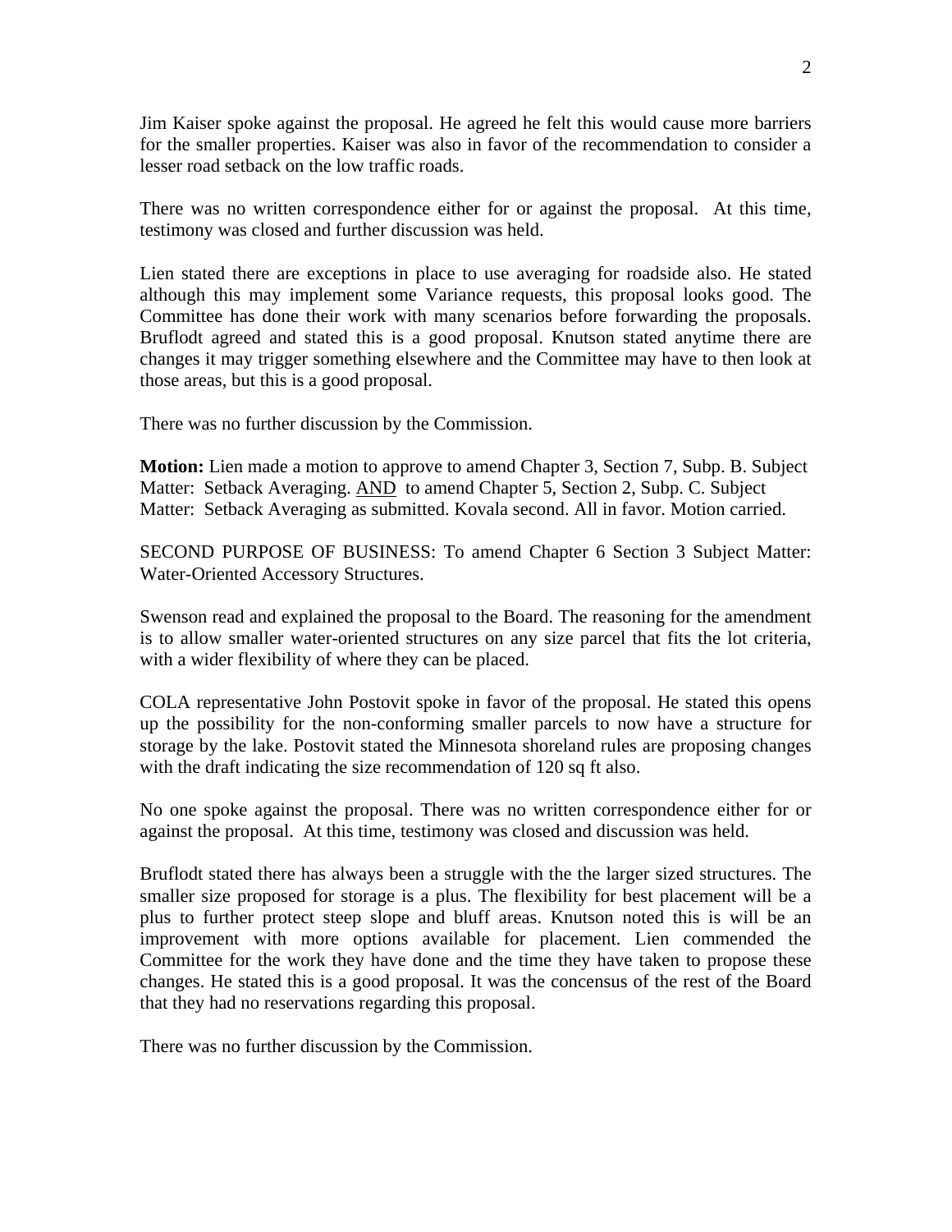Jim Kaiser spoke against the proposal. He agreed he felt this would cause more barriers for the smaller properties. Kaiser was also in favor of the recommendation to consider a lesser road setback on the low traffic roads.

There was no written correspondence either for or against the proposal. At this time, testimony was closed and further discussion was held.

Lien stated there are exceptions in place to use averaging for roadside also. He stated although this may implement some Variance requests, this proposal looks good. The Committee has done their work with many scenarios before forwarding the proposals. Bruflodt agreed and stated this is a good proposal. Knutson stated anytime there are changes it may trigger something elsewhere and the Committee may have to then look at those areas, but this is a good proposal.

There was no further discussion by the Commission.

**Motion:** Lien made a motion to approve to amend Chapter 3, Section 7, Subp. B. Subject Matter: Setback Averaging. AND to amend Chapter 5, Section 2, Subp. C. Subject Matter: Setback Averaging as submitted. Kovala second. All in favor. Motion carried.

SECOND PURPOSE OF BUSINESS: To amend Chapter 6 Section 3 Subject Matter: Water-Oriented Accessory Structures.

Swenson read and explained the proposal to the Board. The reasoning for the amendment is to allow smaller water-oriented structures on any size parcel that fits the lot criteria, with a wider flexibility of where they can be placed.

COLA representative John Postovit spoke in favor of the proposal. He stated this opens up the possibility for the non-conforming smaller parcels to now have a structure for storage by the lake. Postovit stated the Minnesota shoreland rules are proposing changes with the draft indicating the size recommendation of 120 sq ft also.

No one spoke against the proposal. There was no written correspondence either for or against the proposal. At this time, testimony was closed and discussion was held.

Bruflodt stated there has always been a struggle with the the larger sized structures. The smaller size proposed for storage is a plus. The flexibility for best placement will be a plus to further protect steep slope and bluff areas. Knutson noted this is will be an improvement with more options available for placement. Lien commended the Committee for the work they have done and the time they have taken to propose these changes. He stated this is a good proposal. It was the concensus of the rest of the Board that they had no reservations regarding this proposal.

There was no further discussion by the Commission.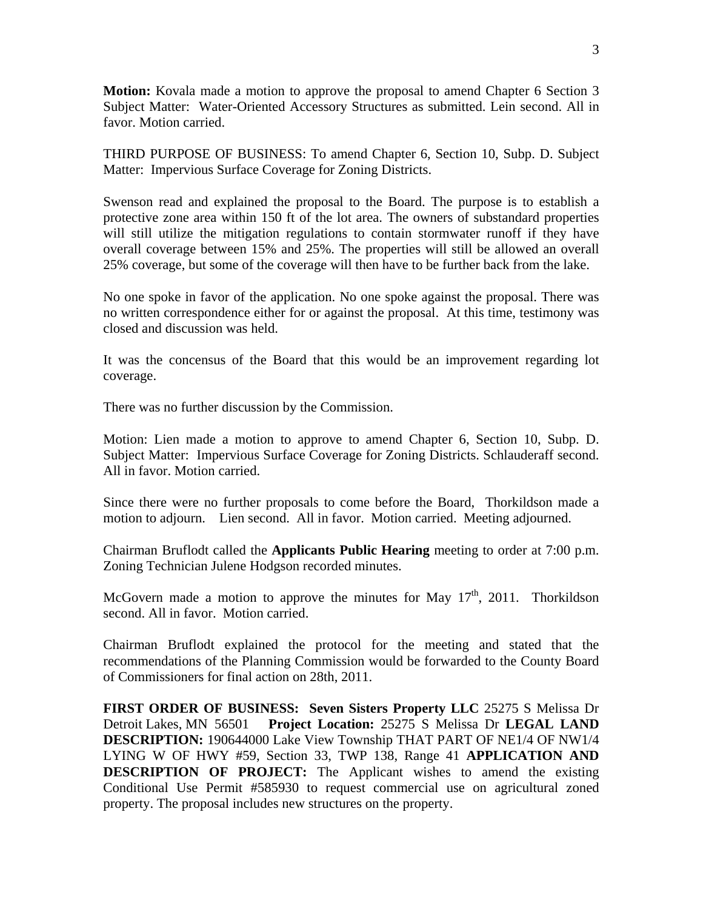**Motion:** Kovala made a motion to approve the proposal to amend Chapter 6 Section 3 Subject Matter: Water-Oriented Accessory Structures as submitted. Lein second. All in favor. Motion carried.

THIRD PURPOSE OF BUSINESS: To amend Chapter 6, Section 10, Subp. D. Subject Matter: Impervious Surface Coverage for Zoning Districts.

Swenson read and explained the proposal to the Board. The purpose is to establish a protective zone area within 150 ft of the lot area. The owners of substandard properties will still utilize the mitigation regulations to contain stormwater runoff if they have overall coverage between 15% and 25%. The properties will still be allowed an overall 25% coverage, but some of the coverage will then have to be further back from the lake.

No one spoke in favor of the application. No one spoke against the proposal. There was no written correspondence either for or against the proposal. At this time, testimony was closed and discussion was held.

It was the concensus of the Board that this would be an improvement regarding lot coverage.

There was no further discussion by the Commission.

Motion: Lien made a motion to approve to amend Chapter 6, Section 10, Subp. D. Subject Matter: Impervious Surface Coverage for Zoning Districts. Schlauderaff second. All in favor. Motion carried.

Since there were no further proposals to come before the Board, Thorkildson made a motion to adjourn. Lien second. All in favor. Motion carried. Meeting adjourned.

Chairman Bruflodt called the **Applicants Public Hearing** meeting to order at 7:00 p.m. Zoning Technician Julene Hodgson recorded minutes.

McGovern made a motion to approve the minutes for May 17th, 2011. Thorkildson second. All in favor. Motion carried.

Chairman Bruflodt explained the protocol for the meeting and stated that the recommendations of the Planning Commission would be forwarded to the County Board of Commissioners for final action on 28th, 2011.

**FIRST ORDER OF BUSINESS: Seven Sisters Property LLC** 25275 S Melissa Dr Detroit Lakes, MN 56501 **Project Location:** 25275 S Melissa Dr **LEGAL LAND DESCRIPTION:** 190644000 Lake View Township THAT PART OF NE1/4 OF NW1/4 LYING W OF HWY #59, Section 33, TWP 138, Range 41 **APPLICATION AND DESCRIPTION OF PROJECT:** The Applicant wishes to amend the existing Conditional Use Permit #585930 to request commercial use on agricultural zoned property. The proposal includes new structures on the property.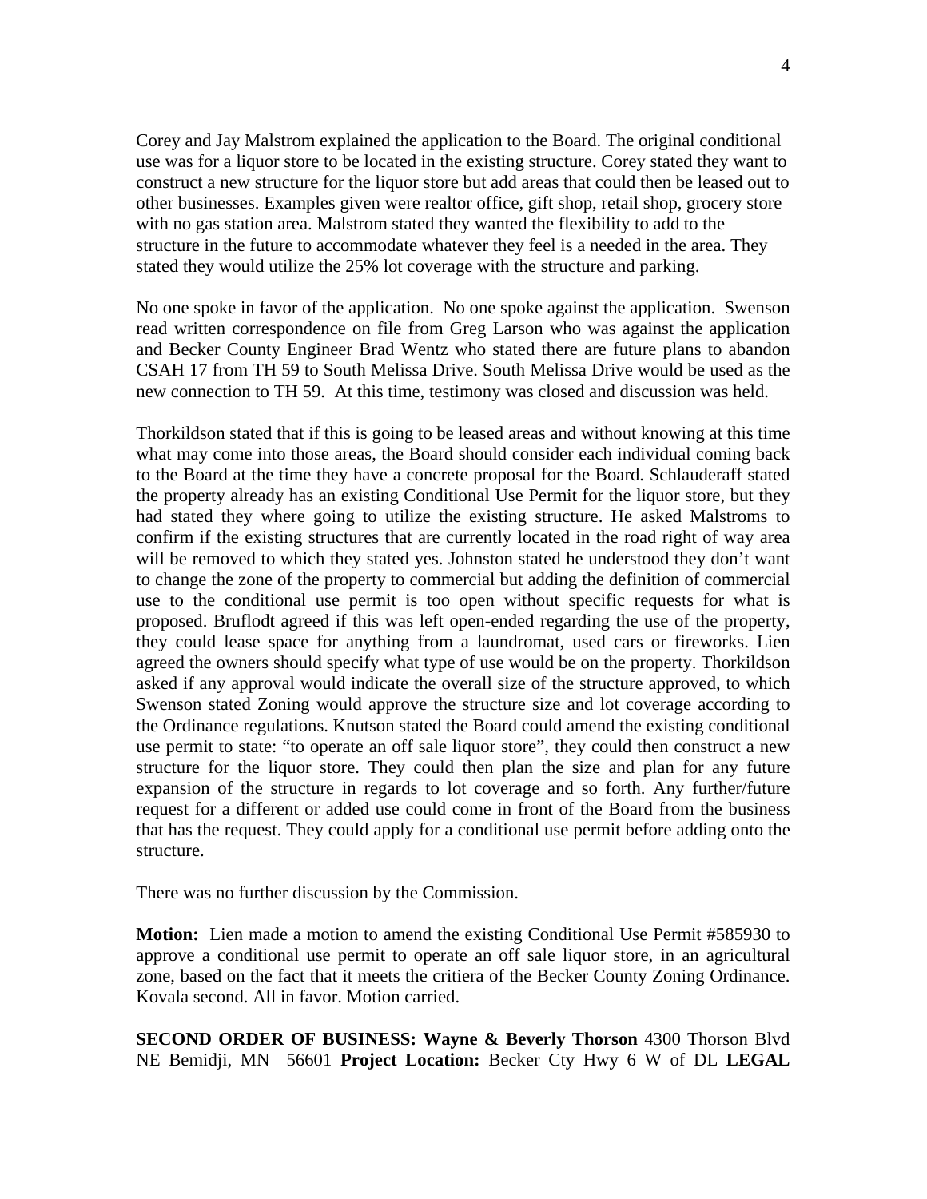Corey and Jay Malstrom explained the application to the Board. The original conditional use was for a liquor store to be located in the existing structure. Corey stated they want to construct a new structure for the liquor store but add areas that could then be leased out to other businesses. Examples given were realtor office, gift shop, retail shop, grocery store with no gas station area. Malstrom stated they wanted the flexibility to add to the structure in the future to accommodate whatever they feel is a needed in the area. They stated they would utilize the 25% lot coverage with the structure and parking.

No one spoke in favor of the application. No one spoke against the application. Swenson read written correspondence on file from Greg Larson who was against the application and Becker County Engineer Brad Wentz who stated there are future plans to abandon CSAH 17 from TH 59 to South Melissa Drive. South Melissa Drive would be used as the new connection to TH 59. At this time, testimony was closed and discussion was held.

Thorkildson stated that if this is going to be leased areas and without knowing at this time what may come into those areas, the Board should consider each individual coming back to the Board at the time they have a concrete proposal for the Board. Schlauderaff stated the property already has an existing Conditional Use Permit for the liquor store, but they had stated they where going to utilize the existing structure. He asked Malstroms to confirm if the existing structures that are currently located in the road right of way area will be removed to which they stated yes. Johnston stated he understood they don't want to change the zone of the property to commercial but adding the definition of commercial use to the conditional use permit is too open without specific requests for what is proposed. Bruflodt agreed if this was left open-ended regarding the use of the property, they could lease space for anything from a laundromat, used cars or fireworks. Lien agreed the owners should specify what type of use would be on the property. Thorkildson asked if any approval would indicate the overall size of the structure approved, to which Swenson stated Zoning would approve the structure size and lot coverage according to the Ordinance regulations. Knutson stated the Board could amend the existing conditional use permit to state: "to operate an off sale liquor store", they could then construct a new structure for the liquor store. They could then plan the size and plan for any future expansion of the structure in regards to lot coverage and so forth. Any further/future request for a different or added use could come in front of the Board from the business that has the request. They could apply for a conditional use permit before adding onto the structure.

There was no further discussion by the Commission.

**Motion:** Lien made a motion to amend the existing Conditional Use Permit #585930 to approve a conditional use permit to operate an off sale liquor store, in an agricultural zone, based on the fact that it meets the critiera of the Becker County Zoning Ordinance. Kovala second. All in favor. Motion carried.

**SECOND ORDER OF BUSINESS: Wayne & Beverly Thorson** 4300 Thorson Blvd NE Bemidji, MN 56601 **Project Location:** Becker Cty Hwy 6 W of DL **LEGAL**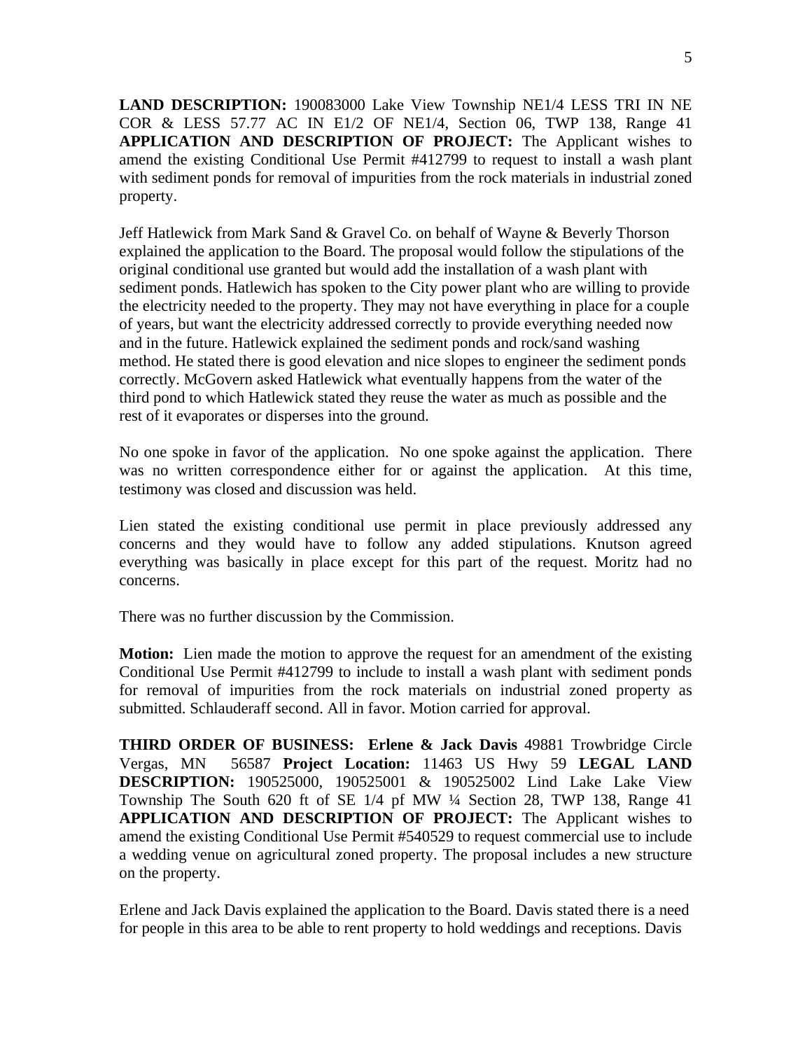**LAND DESCRIPTION:** 190083000 Lake View Township NE1/4 LESS TRI IN NE COR & LESS 57.77 AC IN E1/2 OF NE1/4, Section 06, TWP 138, Range 41 **APPLICATION AND DESCRIPTION OF PROJECT:** The Applicant wishes to amend the existing Conditional Use Permit #412799 to request to install a wash plant with sediment ponds for removal of impurities from the rock materials in industrial zoned property.

Jeff Hatlewick from Mark Sand & Gravel Co. on behalf of Wayne & Beverly Thorson explained the application to the Board. The proposal would follow the stipulations of the original conditional use granted but would add the installation of a wash plant with sediment ponds. Hatlewich has spoken to the City power plant who are willing to provide the electricity needed to the property. They may not have everything in place for a couple of years, but want the electricity addressed correctly to provide everything needed now and in the future. Hatlewick explained the sediment ponds and rock/sand washing method. He stated there is good elevation and nice slopes to engineer the sediment ponds correctly. McGovern asked Hatlewick what eventually happens from the water of the third pond to which Hatlewick stated they reuse the water as much as possible and the rest of it evaporates or disperses into the ground.

No one spoke in favor of the application. No one spoke against the application. There was no written correspondence either for or against the application. At this time, testimony was closed and discussion was held.

Lien stated the existing conditional use permit in place previously addressed any concerns and they would have to follow any added stipulations. Knutson agreed everything was basically in place except for this part of the request. Moritz had no concerns.

There was no further discussion by the Commission.

**Motion:** Lien made the motion to approve the request for an amendment of the existing Conditional Use Permit #412799 to include to install a wash plant with sediment ponds for removal of impurities from the rock materials on industrial zoned property as submitted. Schlauderaff second. All in favor. Motion carried for approval.

**THIRD ORDER OF BUSINESS: Erlene & Jack Davis** 49881 Trowbridge Circle Vergas, MN 56587 **Project Location:** 11463 US Hwy 59 **LEGAL LAND DESCRIPTION:** 190525000, 190525001 & 190525002 Lind Lake Lake View Township The South 620 ft of SE 1/4 pf MW ¼ Section 28, TWP 138, Range 41 **APPLICATION AND DESCRIPTION OF PROJECT:** The Applicant wishes to amend the existing Conditional Use Permit #540529 to request commercial use to include a wedding venue on agricultural zoned property. The proposal includes a new structure on the property.

Erlene and Jack Davis explained the application to the Board. Davis stated there is a need for people in this area to be able to rent property to hold weddings and receptions. Davis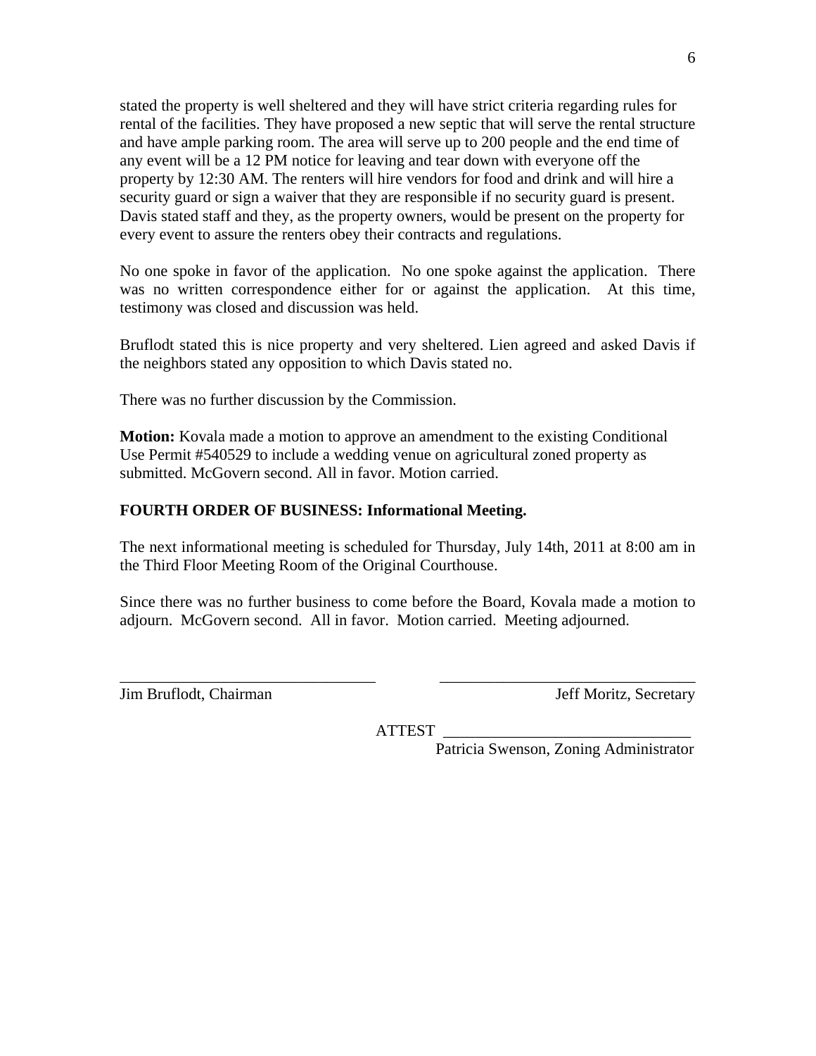stated the property is well sheltered and they will have strict criteria regarding rules for rental of the facilities. They have proposed a new septic that will serve the rental structure and have ample parking room. The area will serve up to 200 people and the end time of any event will be a 12 PM notice for leaving and tear down with everyone off the property by 12:30 AM. The renters will hire vendors for food and drink and will hire a security guard or sign a waiver that they are responsible if no security guard is present. Davis stated staff and they, as the property owners, would be present on the property for every event to assure the renters obey their contracts and regulations.

No one spoke in favor of the application. No one spoke against the application. There was no written correspondence either for or against the application. At this time, testimony was closed and discussion was held.

Bruflodt stated this is nice property and very sheltered. Lien agreed and asked Davis if the neighbors stated any opposition to which Davis stated no.

There was no further discussion by the Commission.

**Motion:** Kovala made a motion to approve an amendment to the existing Conditional Use Permit #540529 to include a wedding venue on agricultural zoned property as submitted. McGovern second. All in favor. Motion carried.

**FOURTH ORDER OF BUSINESS: Informational Meeting.**

The next informational meeting is scheduled for Thursday, July 14th, 2011 at 8:00 am in the Third Floor Meeting Room of the Original Courthouse.

Since there was no further business to come before the Board, Kovala made a motion to adjourn. McGovern second. All in favor. Motion carried. Meeting adjourned.

_______________________________ _______________________________

Jim Bruflodt, Chairman Jeff Moritz, Secretary

ATTEST _______________________________

Patricia Swenson, Zoning Administrator